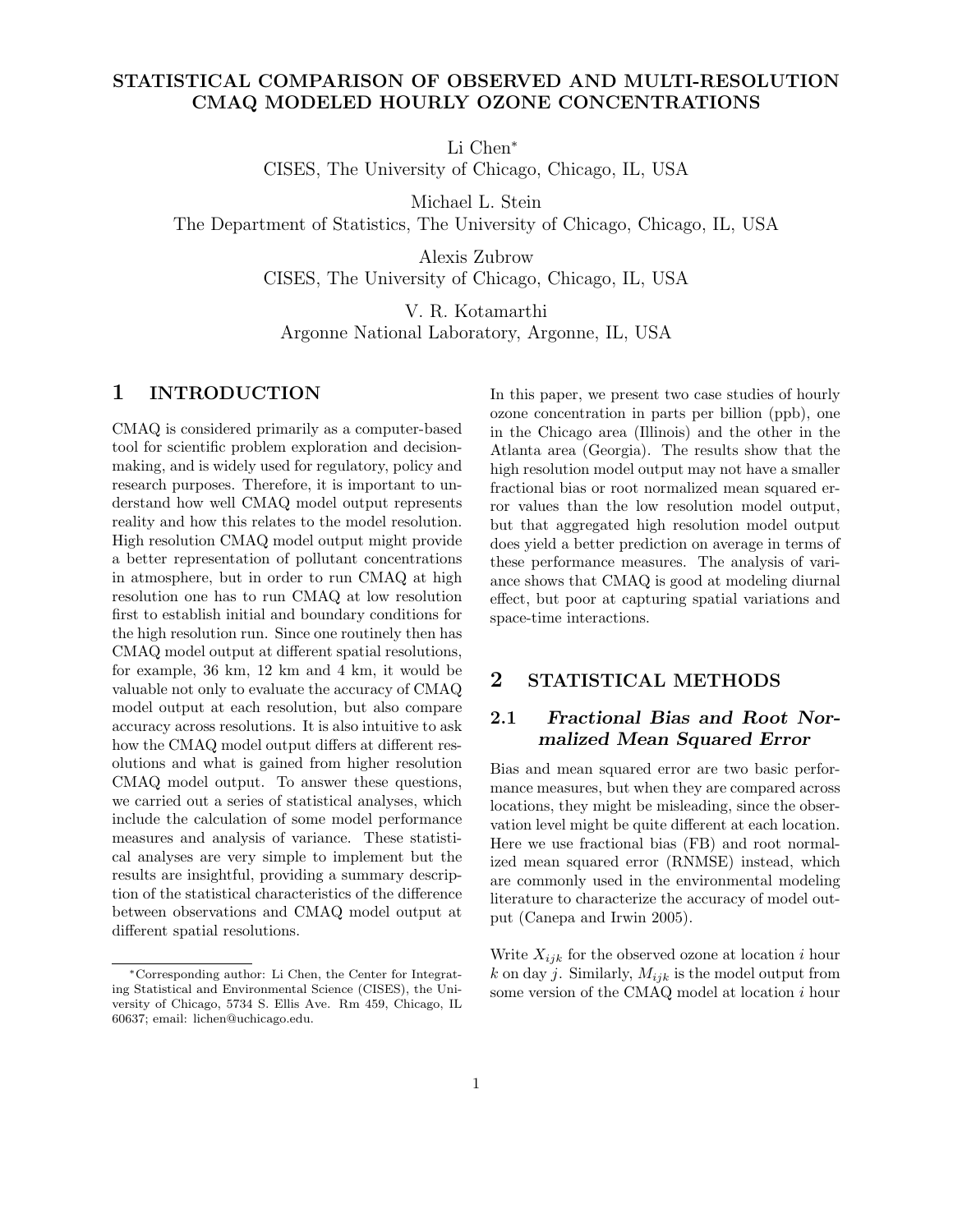# STATISTICAL COMPARISON OF OBSERVED AND MULTI-RESOLUTION CMAQ MODELED HOURLY OZONE CONCENTRATIONS

Li Chen*
CISES, The University of Chicago, Chicago, IL, USA

Michael L. Stein
The Department of Statistics, The University of Chicago, Chicago, IL, USA

Alexis Zubrow
CISES, The University of Chicago, Chicago, IL, USA

V. R. Kotamarthi
Argonne National Laboratory, Argonne, IL, USA

## 1 INTRODUCTION

CMAQ is considered primarily as a computer-based tool for scientific problem exploration and decision-making, and is widely used for regulatory, policy and research purposes. Therefore, it is important to understand how well CMAQ model output represents reality and how this relates to the model resolution. High resolution CMAQ model output might provide a better representation of pollutant concentrations in atmosphere, but in order to run CMAQ at high resolution one has to run CMAQ at low resolution first to establish initial and boundary conditions for the high resolution run. Since one routinely then has CMAQ model output at different spatial resolutions, for example, 36 km, 12 km and 4 km, it would be valuable not only to evaluate the accuracy of CMAQ model output at each resolution, but also compare accuracy across resolutions. It is also intuitive to ask how the CMAQ model output differs at different resolutions and what is gained from higher resolution CMAQ model output. To answer these questions, we carried out a series of statistical analyses, which include the calculation of some model performance measures and analysis of variance. These statistical analyses are very simple to implement but the results are insightful, providing a summary description of the statistical characteristics of the difference between observations and CMAQ model output at different spatial resolutions.

In this paper, we present two case studies of hourly ozone concentration in parts per billion (ppb), one in the Chicago area (Illinois) and the other in the Atlanta area (Georgia). The results show that the high resolution model output may not have a smaller fractional bias or root normalized mean squared error values than the low resolution model output, but that aggregated high resolution model output does yield a better prediction on average in terms of these performance measures. The analysis of variance shows that CMAQ is good at modeling diurnal effect, but poor at capturing spatial variations and space-time interactions.

## 2 STATISTICAL METHODS

### 2.1 *Fractional Bias and Root Normalized Mean Squared Error*

Bias and mean squared error are two basic performance measures, but when they are compared across locations, they might be misleading, since the observation level might be quite different at each location. Here we use fractional bias (FB) and root normalized mean squared error (RNMSE) instead, which are commonly used in the environmental modeling literature to characterize the accuracy of model output (Canepa and Irwin 2005).

Write $X_{ijk}$ for the observed ozone at location $i$ hour $k$ on day $j$. Similarly, $M_{ijk}$ is the model output from some version of the CMAQ model at location $i$ hour

---

*Corresponding author: Li Chen, the Center for Integrating Statistical and Environmental Science (CISES), the University of Chicago, 5734 S. Ellis Ave. Rm 459, Chicago, IL 60637; email: lichen@uchicago.edu.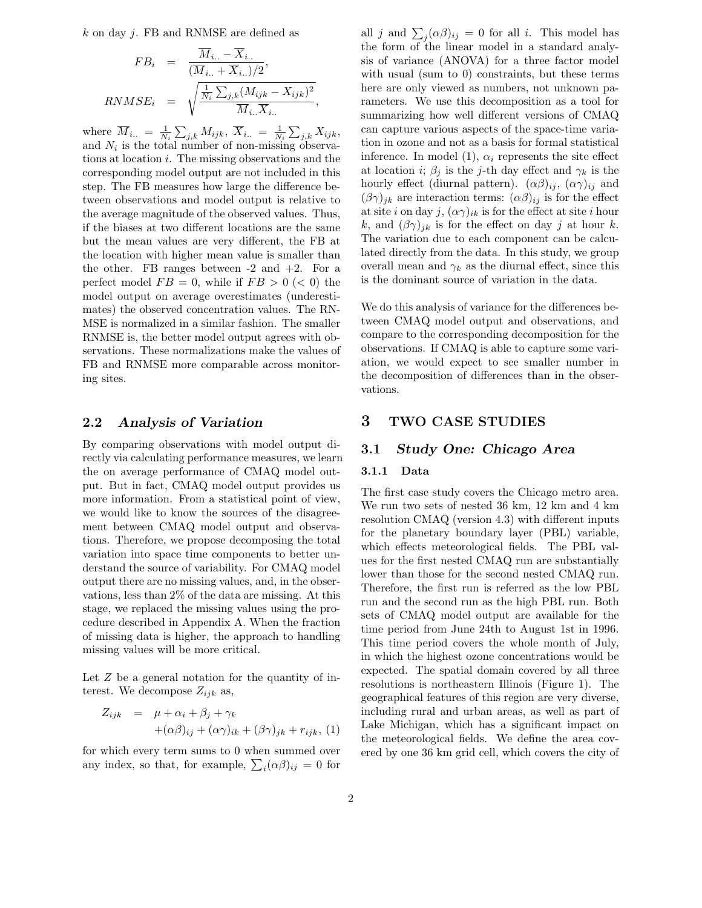$k$ on day $j$. FB and RNMSE are defined as

$$FB_i = \frac{\overline{M}_{i..} - \overline{X}_{i..}}{(\overline{M}_{i..} + \overline{X}_{i..})/2},$$

$$RNMSE_i = \sqrt{\frac{\frac{1}{N_i}\sum_{j,k}(M_{ijk} - X_{ijk})^2}{\overline{M}_{i..}\overline{X}_{i..}}},$$

where $\overline{M}_{i..} = \frac{1}{N_i}\sum_{j,k} M_{ijk}$, $\overline{X}_{i..} = \frac{1}{N_i}\sum_{j,k} X_{ijk}$, and $N_i$ is the total number of non-missing observations at location $i$. The missing observations and the corresponding model output are not included in this step. The FB measures how large the difference between observations and model output is relative to the average magnitude of the observed values. Thus, if the biases at two different locations are the same but the mean values are very different, the FB at the location with higher mean value is smaller than the other. FB ranges between -2 and +2. For a perfect model $FB = 0$, while if $FB > 0$ ($< 0$) the model output on average overestimates (underestimates) the observed concentration values. The RNMSE is normalized in a similar fashion. The smaller RNMSE is, the better model output agrees with observations. These normalizations make the values of FB and RNMSE more comparable across monitoring sites.

## 2.2 *Analysis of Variation*

By comparing observations with model output directly via calculating performance measures, we learn the on average performance of CMAQ model output. But in fact, CMAQ model output provides us more information. From a statistical point of view, we would like to know the sources of the disagreement between CMAQ model output and observations. Therefore, we propose decomposing the total variation into space time components to better understand the source of variability. For CMAQ model output there are no missing values, and, in the observations, less than 2% of the data are missing. At this stage, we replaced the missing values using the procedure described in Appendix A. When the fraction of missing data is higher, the approach to handling missing values will be more critical.

Let $Z$ be a general notation for the quantity of interest. We decompose $Z_{ijk}$ as,

$$\begin{aligned} Z_{ijk} &= \mu + \alpha_i + \beta_j + \gamma_k \\ &\quad + (\alpha\beta)_{ij} + (\alpha\gamma)_{ik} + (\beta\gamma)_{jk} + r_{ijk}, \quad (1) \end{aligned}$$

for which every term sums to 0 when summed over any index, so that, for example, $\sum_i (\alpha\beta)_{ij} = 0$ for all $j$ and $\sum_j (\alpha\beta)_{ij} = 0$ for all $i$. This model has the form of the linear model in a standard analysis of variance (ANOVA) for a three factor model with usual (sum to 0) constraints, but these terms here are only viewed as numbers, not unknown parameters. We use this decomposition as a tool for summarizing how well different versions of CMAQ can capture various aspects of the space-time variation in ozone and not as a basis for formal statistical inference. In model (1), $\alpha_i$ represents the site effect at location $i$; $\beta_j$ is the $j$-th day effect and $\gamma_k$ is the hourly effect (diurnal pattern). $(\alpha\beta)_{ij}$, $(\alpha\gamma)_{ij}$ and $(\beta\gamma)_{jk}$ are interaction terms: $(\alpha\beta)_{ij}$ is for the effect at site $i$ on day $j$, $(\alpha\gamma)_{ik}$ is for the effect at site $i$ hour $k$, and $(\beta\gamma)_{jk}$ is for the effect on day $j$ at hour $k$. The variation due to each component can be calculated directly from the data. In this study, we group overall mean and $\gamma_k$ as the diurnal effect, since this is the dominant source of variation in the data.

We do this analysis of variance for the differences between CMAQ model output and observations, and compare to the corresponding decomposition for the observations. If CMAQ is able to capture some variation, we would expect to see smaller number in the decomposition of differences than in the observations.

# 3 TWO CASE STUDIES

## 3.1 *Study One: Chicago Area*

### 3.1.1 Data

The first case study covers the Chicago metro area. We run two sets of nested 36 km, 12 km and 4 km resolution CMAQ (version 4.3) with different inputs for the planetary boundary layer (PBL) variable, which effects meteorological fields. The PBL values for the first nested CMAQ run are substantially lower than those for the second nested CMAQ run. Therefore, the first run is referred as the low PBL run and the second run as the high PBL run. Both sets of CMAQ model output are available for the time period from June 24th to August 1st in 1996. This time period covers the whole month of July, in which the highest ozone concentrations would be expected. The spatial domain covered by all three resolutions is northeastern Illinois (Figure 1). The geographical features of this region are very diverse, including rural and urban areas, as well as part of Lake Michigan, which has a significant impact on the meteorological fields. We define the area covered by one 36 km grid cell, which covers the city of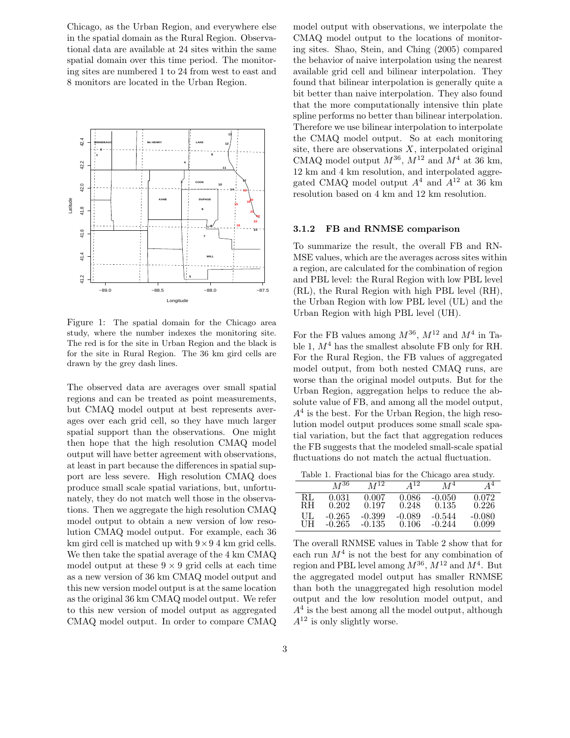Chicago, as the Urban Region, and everywhere else in the spatial domain as the Rural Region. Observational data are available at 24 sites within the same spatial domain over this time period. The monitoring sites are numbered 1 to 24 from west to east and 8 monitors are located in the Urban Region.

Figure 1: The spatial domain for the Chicago area study, where the number indexes the monitoring site. The red is for the site in Urban Region and the black is for the site in Rural Region. The 36 km gird cells are drawn by the grey dash lines.

The observed data are averages over small spatial regions and can be treated as point measurements, but CMAQ model output at best represents averages over each grid cell, so they have much larger spatial support than the observations. One might then hope that the high resolution CMAQ model output will have better agreement with observations, at least in part because the differences in spatial support are less severe. High resolution CMAQ does produce small scale spatial variations, but, unfortunately, they do not match well those in the observations. Then we aggregate the high resolution CMAQ model output to obtain a new version of low resolution CMAQ model output. For example, each 36 km gird cell is matched up with $9 \times 9$ 4 km grid cells. We then take the spatial average of the 4 km CMAQ model output at these $9 \times 9$ grid cells at each time as a new version of 36 km CMAQ model output and this new version model output is at the same location as the original 36 km CMAQ model output. We refer to this new version of model output as aggregated CMAQ model output. In order to compare CMAQ model output with observations, we interpolate the CMAQ model output to the locations of monitoring sites. Shao, Stein, and Ching (2005) compared the behavior of naive interpolation using the nearest available grid cell and bilinear interpolation. They found that bilinear interpolation is generally quite a bit better than naive interpolation. They also found that the more computationally intensive thin plate spline performs no better than bilinear interpolation. Therefore we use bilinear interpolation to interpolate the CMAQ model output. So at each monitoring site, there are observations $X$, interpolated original CMAQ model output $M^{36}$, $M^{12}$ and $M^4$ at 36 km, 12 km and 4 km resolution, and interpolated aggregated CMAQ model output $A^4$ and $A^{12}$ at 36 km resolution based on 4 km and 12 km resolution.

#### 3.1.2 FB and RNMSE comparison

To summarize the result, the overall FB and RNMSE values, which are the averages across sites within a region, are calculated for the combination of region and PBL level: the Rural Region with low PBL level (RL), the Rural Region with high PBL level (RH), the Urban Region with low PBL level (UL) and the Urban Region with high PBL level (UH).

For the FB values among $M^{36}$, $M^{12}$ and $M^4$ in Table 1, $M^4$ has the smallest absolute FB only for RH. For the Rural Region, the FB values of aggregated model output, from both nested CMAQ runs, are worse than the original model outputs. But for the Urban Region, aggregation helps to reduce the absolute value of FB, and among all the model output, $A^4$ is the best. For the Urban Region, the high resolution model output produces some small scale spatial variation, but the fact that aggregation reduces the FB suggests that the modeled small-scale spatial fluctuations do not match the actual fluctuation.

Table 1. Fractional bias for the Chicago area study.

| | $M^{36}$ | $M^{12}$ | $A^{12}$ | $M^4$ | $A^4$ |
|---|---|---|---|---|---|
| RL | 0.031 | 0.007 | 0.086 | -0.050 | 0.072 |
| RH | 0.202 | 0.197 | 0.248 | 0.135 | 0.226 |
| UL | -0.265 | -0.399 | -0.089 | -0.544 | -0.080 |
| UH | -0.265 | -0.135 | 0.106 | -0.244 | 0.099 |

The overall RNMSE values in Table 2 show that for each run $M^4$ is not the best for any combination of region and PBL level among $M^{36}$, $M^{12}$ and $M^4$. But the aggregated model output has smaller RNMSE than both the unaggregated high resolution model output and the low resolution model output, and $A^4$ is the best among all the model output, although $A^{12}$ is only slightly worse.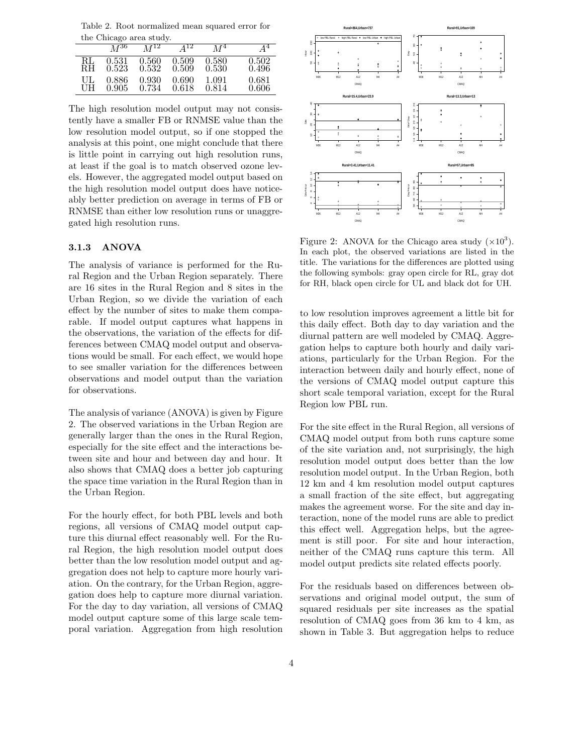Table 2. Root normalized mean squared error for the Chicago area study.

|  | $M^{36}$ | $M^{12}$ | $A^{12}$ | $M^4$ | $A^4$ |
|---|---|---|---|---|---|
| RL | 0.531 | 0.560 | 0.509 | 0.580 | 0.502 |
| RH | 0.523 | 0.532 | 0.509 | 0.530 | 0.496 |
| UL | 0.886 | 0.930 | 0.690 | 1.091 | 0.681 |
| UH | 0.905 | 0.734 | 0.618 | 0.814 | 0.606 |

The high resolution model output may not consistently have a smaller FB or RNMSE value than the low resolution model output, so if one stopped the analysis at this point, one might conclude that there is little point in carrying out high resolution runs, at least if the goal is to match observed ozone levels. However, the aggregated model output based on the high resolution model output does have noticeably better prediction on average in terms of FB or RNMSE than either low resolution runs or unaggregated high resolution runs.

### 3.1.3 ANOVA

The analysis of variance is performed for the Rural Region and the Urban Region separately. There are 16 sites in the Rural Region and 8 sites in the Urban Region, so we divide the variation of each effect by the number of sites to make them comparable. If model output captures what happens in the observations, the variation of the effects for differences between CMAQ model output and observations would be small. For each effect, we would hope to see smaller variation for the differences between observations and model output than the variation for observations.

The analysis of variance (ANOVA) is given by Figure 2. The observed variations in the Urban Region are generally larger than the ones in the Rural Region, especially for the site effect and the interactions between site and hour and between day and hour. It also shows that CMAQ does a better job capturing the space time variation in the Rural Region than in the Urban Region.

For the hourly effect, for both PBL levels and both regions, all versions of CMAQ model output capture this diurnal effect reasonably well. For the Rural Region, the high resolution model output does better than the low resolution model output and aggregation does not help to capture more hourly variation. On the contrary, for the Urban Region, aggregation does help to capture more diurnal variation. For the day to day variation, all versions of CMAQ model output capture some of this large scale temporal variation. Aggregation from high resolution to low resolution improves agreement a little bit for this daily effect. Both day to day variation and the diurnal pattern are well modeled by CMAQ. Aggregation helps to capture both hourly and daily variations, particularly for the Urban Region. For the interaction between daily and hourly effect, none of the versions of CMAQ model output capture this short scale temporal variation, except for the Rural Region low PBL run.

Figure 2: ANOVA for the Chicago area study ($\times 10^3$). In each plot, the observed variations are listed in the title. The variations for the differences are plotted using the following symbols: gray open circle for RL, gray dot for RH, black open circle for UL and black dot for UH.

For the site effect in the Rural Region, all versions of CMAQ model output from both runs capture some of the site variation and, not surprisingly, the high resolution model output does better than the low resolution model output. In the Urban Region, both 12 km and 4 km resolution model output captures a small fraction of the site effect, but aggregating makes the agreement worse. For the site and day interaction, none of the model runs are able to predict this effect well. Aggregation helps, but the agreement is still poor. For site and hour interaction, neither of the CMAQ runs capture this term. All model output predicts site related effects poorly.

For the residuals based on differences between observations and original model output, the sum of squared residuals per site increases as the spatial resolution of CMAQ goes from 36 km to 4 km, as shown in Table 3. But aggregation helps to reduce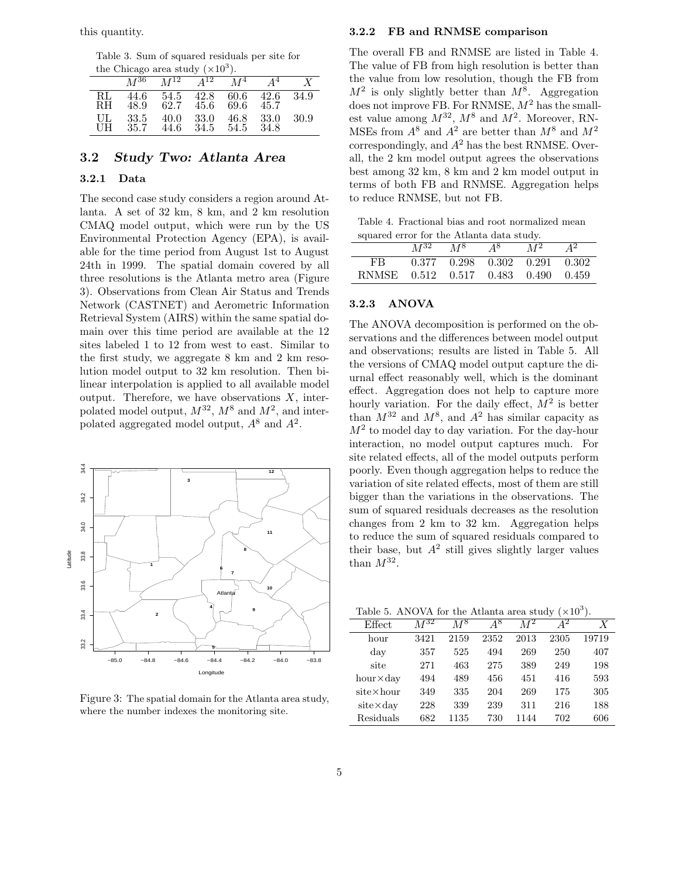this quantity.

Table 3. Sum of squared residuals per site for the Chicago area study ($\times 10^3$).

| | $M^{36}$ | $M^{12}$ | $A^{12}$ | $M^4$ | $A^4$ | $X$ |
|---|---|---|---|---|---|---|
| RL | 44.6 | 54.5 | 42.8 | 60.6 | 42.6 | 34.9 |
| RH | 48.9 | 62.7 | 45.6 | 69.6 | 45.7 | |
| UL | 33.5 | 40.0 | 33.0 | 46.8 | 33.0 | 30.9 |
| UH | 35.7 | 44.6 | 34.5 | 54.5 | 34.8 | |

## 3.2 *Study Two: Atlanta Area*

### 3.2.1 Data

The second case study considers a region around Atlanta. A set of 32 km, 8 km, and 2 km resolution CMAQ model output, which were run by the US Environmental Protection Agency (EPA), is available for the time period from August 1st to August 24th in 1999. The spatial domain covered by all three resolutions is the Atlanta metro area (Figure 3). Observations from Clean Air Status and Trends Network (CASTNET) and Aerometric Information Retrieval System (AIRS) within the same spatial domain over this time period are available at the 12 sites labeled 1 to 12 from west to east. Similar to the first study, we aggregate 8 km and 2 km resolution model output to 32 km resolution. Then bilinear interpolation is applied to all available model output. Therefore, we have observations $X$, interpolated model output, $M^{32}$, $M^8$ and $M^2$, and interpolated aggregated model output, $A^8$ and $A^2$.

Figure 3: The spatial domain for the Atlanta area study, where the number indexes the monitoring site.

### 3.2.2 FB and RNMSE comparison

The overall FB and RNMSE are listed in Table 4. The value of FB from high resolution is better than the value from low resolution, though the FB from $M^2$ is only slightly better than $M^8$. Aggregation does not improve FB. For RNMSE, $M^2$ has the smallest value among $M^{32}$, $M^8$ and $M^2$. Moreover, RNMSEs from $A^8$ and $A^2$ are better than $M^8$ and $M^2$ correspondingly, and $A^2$ has the best RNMSE. Overall, the 2 km model output agrees the observations best among 32 km, 8 km and 2 km model output in terms of both FB and RNMSE. Aggregation helps to reduce RNMSE, but not FB.

Table 4. Fractional bias and root normalized mean squared error for the Atlanta data study.

| | $M^{32}$ | $M^8$ | $A^8$ | $M^2$ | $A^2$ |
|---|---|---|---|---|---|
| FB | 0.377 | 0.298 | 0.302 | 0.291 | 0.302 |
| RNMSE | 0.512 | 0.517 | 0.483 | 0.490 | 0.459 |

### 3.2.3 ANOVA

The ANOVA decomposition is performed on the observations and the differences between model output and observations; results are listed in Table 5. All the versions of CMAQ model output capture the diurnal effect reasonably well, which is the dominant effect. Aggregation does not help to capture more hourly variation. For the daily effect, $M^2$ is better than $M^{32}$ and $M^8$, and $A^2$ has similar capacity as $M^2$ to model day to day variation. For the day-hour interaction, no model output captures much. For site related effects, all of the model outputs perform poorly. Even though aggregation helps to reduce the variation of site related effects, most of them are still bigger than the variations in the observations. The sum of squared residuals decreases as the resolution changes from 2 km to 32 km. Aggregation helps to reduce the sum of squared residuals compared to their base, but $A^2$ still gives slightly larger values than $M^{32}$.

Table 5. ANOVA for the Atlanta area study ($\times 10^3$).

| Effect | $M^{32}$ | $M^8$ | $A^8$ | $M^2$ | $A^2$ | $X$ |
|---|---|---|---|---|---|---|
| hour | 3421 | 2159 | 2352 | 2013 | 2305 | 19719 |
| day | 357 | 525 | 494 | 269 | 250 | 407 |
| site | 271 | 463 | 275 | 389 | 249 | 198 |
| hour×day | 494 | 489 | 456 | 451 | 416 | 593 |
| site×hour | 349 | 335 | 204 | 269 | 175 | 305 |
| site×day | 228 | 339 | 239 | 311 | 216 | 188 |
| Residuals | 682 | 1135 | 730 | 1144 | 702 | 606 |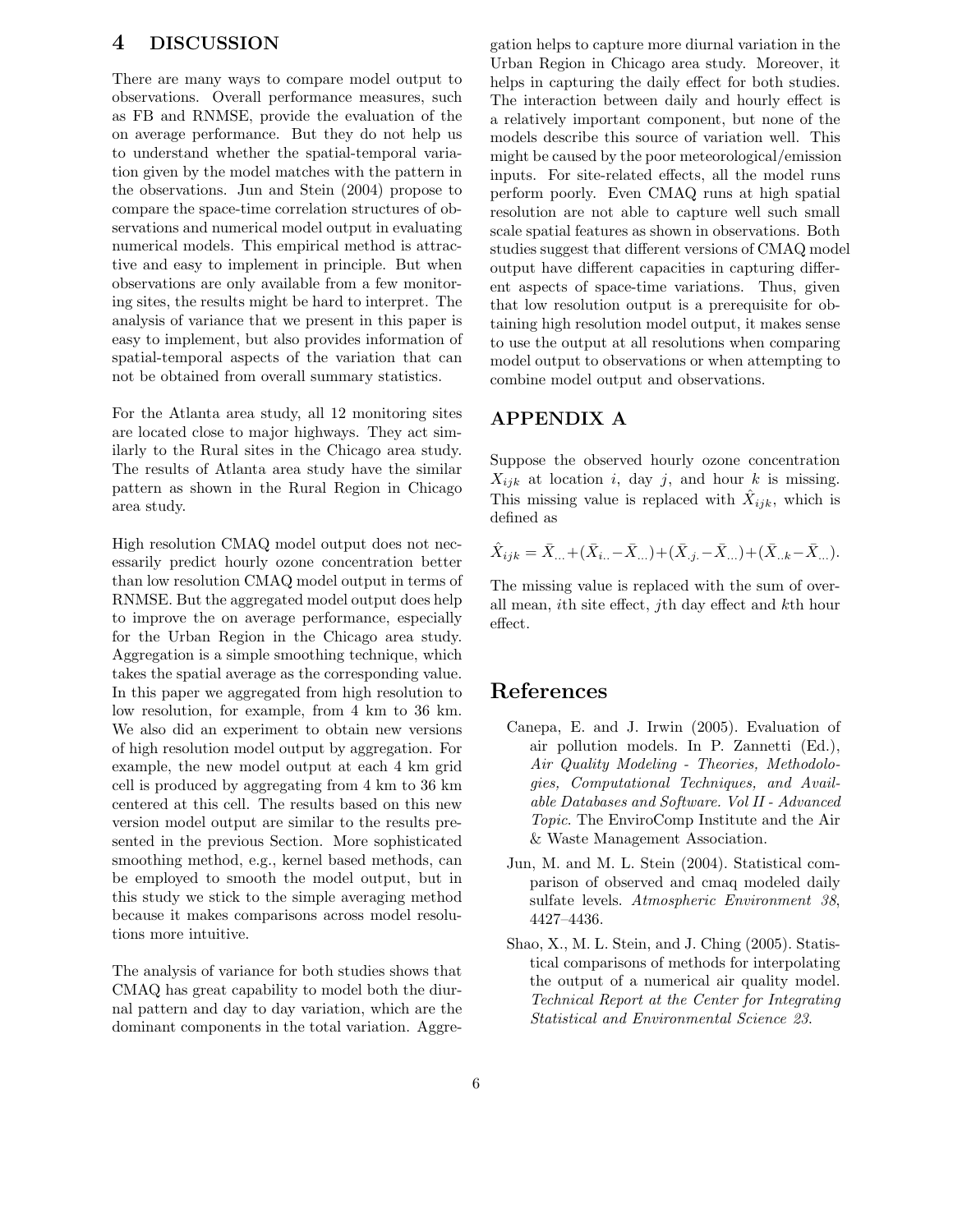## 4 DISCUSSION

There are many ways to compare model output to observations. Overall performance measures, such as FB and RNMSE, provide the evaluation of the on average performance. But they do not help us to understand whether the spatial-temporal variation given by the model matches with the pattern in the observations. Jun and Stein (2004) propose to compare the space-time correlation structures of observations and numerical model output in evaluating numerical models. This empirical method is attractive and easy to implement in principle. But when observations are only available from a few monitoring sites, the results might be hard to interpret. The analysis of variance that we present in this paper is easy to implement, but also provides information of spatial-temporal aspects of the variation that can not be obtained from overall summary statistics.

For the Atlanta area study, all 12 monitoring sites are located close to major highways. They act similarly to the Rural sites in the Chicago area study. The results of Atlanta area study have the similar pattern as shown in the Rural Region in Chicago area study.

High resolution CMAQ model output does not necessarily predict hourly ozone concentration better than low resolution CMAQ model output in terms of RNMSE. But the aggregated model output does help to improve the on average performance, especially for the Urban Region in the Chicago area study. Aggregation is a simple smoothing technique, which takes the spatial average as the corresponding value. In this paper we aggregated from high resolution to low resolution, for example, from 4 km to 36 km. We also did an experiment to obtain new versions of high resolution model output by aggregation. For example, the new model output at each 4 km grid cell is produced by aggregating from 4 km to 36 km centered at this cell. The results based on this new version model output are similar to the results presented in the previous Section. More sophisticated smoothing method, e.g., kernel based methods, can be employed to smooth the model output, but in this study we stick to the simple averaging method because it makes comparisons across model resolutions more intuitive.

The analysis of variance for both studies shows that CMAQ has great capability to model both the diurnal pattern and day to day variation, which are the dominant components in the total variation. Aggregation helps to capture more diurnal variation in the Urban Region in Chicago area study. Moreover, it helps in capturing the daily effect for both studies. The interaction between daily and hourly effect is a relatively important component, but none of the models describe this source of variation well. This might be caused by the poor meteorological/emission inputs. For site-related effects, all the model runs perform poorly. Even CMAQ runs at high spatial resolution are not able to capture well such small scale spatial features as shown in observations. Both studies suggest that different versions of CMAQ model output have different capacities in capturing different aspects of space-time variations. Thus, given that low resolution output is a prerequisite for obtaining high resolution model output, it makes sense to use the output at all resolutions when comparing model output to observations or when attempting to combine model output and observations.

## APPENDIX A

Suppose the observed hourly ozone concentration $X_{ijk}$ at location $i$, day $j$, and hour $k$ is missing. This missing value is replaced with $\hat{X}_{ijk}$, which is defined as

$$\hat{X}_{ijk} = \bar{X}_{...} + (\bar{X}_{i..} - \bar{X}_{...}) + (\bar{X}_{.j.} - \bar{X}_{...}) + (\bar{X}_{..k} - \bar{X}_{...}).$$

The missing value is replaced with the sum of overall mean, $i$th site effect, $j$th day effect and $k$th hour effect.

## References

Canepa, E. and J. Irwin (2005). Evaluation of air pollution models. In P. Zannetti (Ed.), *Air Quality Modeling - Theories, Methodologies, Computational Techniques, and Available Databases and Software. Vol II - Advanced Topic*. The EnviroComp Institute and the Air & Waste Management Association.

Jun, M. and M. L. Stein (2004). Statistical comparison of observed and cmaq modeled daily sulfate levels. *Atmospheric Environment 38*, 4427–4436.

Shao, X., M. L. Stein, and J. Ching (2005). Statistical comparisons of methods for interpolating the output of a numerical air quality model. *Technical Report at the Center for Integrating Statistical and Environmental Science 23*.